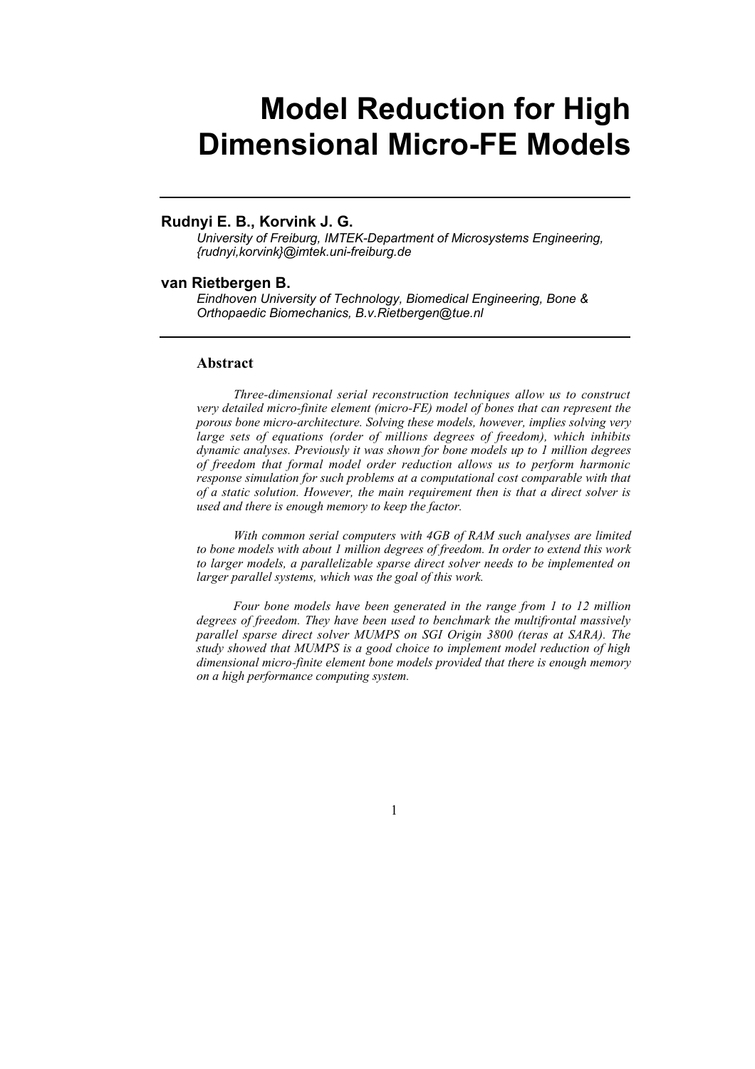# Model Reduction for High Dimensional Micro-FE Models

**Rudnyi E. B., Korvink J. G.**

*University of Freiburg, IMTEK-Department of Microsystems Engineering, {rudnyi,korvink}@imtek.uni-freiburg.de*

**van Rietbergen B.**

*Eindhoven University of Technology, Biomedical Engineering, Bone & Orthopaedic Biomechanics, B.v.Rietbergen@tue.nl*

## Abstract

*Three-dimensional serial reconstruction techniques allow us to construct very detailed micro-finite element (micro-FE) model of bones that can represent the porous bone micro-architecture. Solving these models, however, implies solving very large sets of equations (order of millions degrees of freedom), which inhibits dynamic analyses. Previously it was shown for bone models up to 1 million degrees of freedom that formal model order reduction allows us to perform harmonic response simulation for such problems at a computational cost comparable with that of a static solution. However, the main requirement then is that a direct solver is used and there is enough memory to keep the factor.*

*With common serial computers with 4GB of RAM such analyses are limited to bone models with about 1 million degrees of freedom. In order to extend this work to larger models, a parallelizable sparse direct solver needs to be implemented on larger parallel systems, which was the goal of this work.*

*Four bone models have been generated in the range from 1 to 12 million degrees of freedom. They have been used to benchmark the multifrontal massively parallel sparse direct solver MUMPS on SGI Origin 3800 (teras at SARA). The study showed that MUMPS is a good choice to implement model reduction of high dimensional micro-finite element bone models provided that there is enough memory on a high performance computing system.*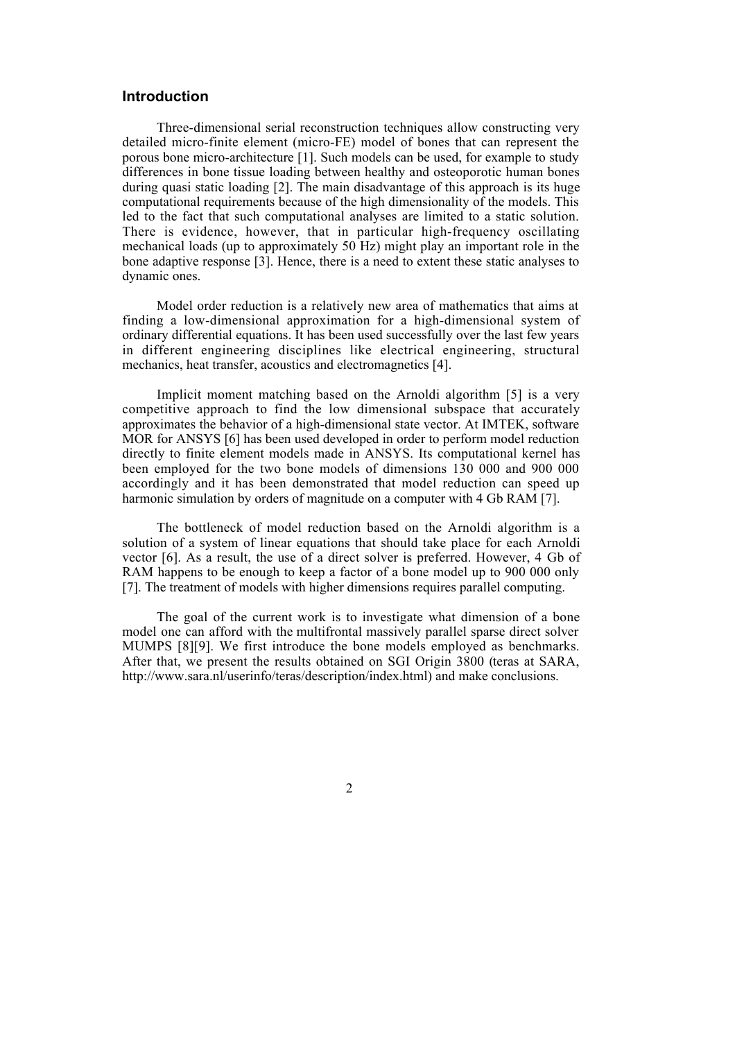## Introduction

Three-dimensional serial reconstruction techniques allow constructing very detailed micro-finite element (micro-FE) model of bones that can represent the porous bone micro-architecture [1]. Such models can be used, for example to study differences in bone tissue loading between healthy and osteoporotic human bones during quasi static loading [2]. The main disadvantage of this approach is its huge computational requirements because of the high dimensionality of the models. This led to the fact that such computational analyses are limited to a static solution. There is evidence, however, that in particular high-frequency oscillating mechanical loads (up to approximately 50 Hz) might play an important role in the bone adaptive response [3]. Hence, there is a need to extent these static analyses to dynamic ones.

Model order reduction is a relatively new area of mathematics that aims at finding a low-dimensional approximation for a high-dimensional system of ordinary differential equations. It has been used successfully over the last few years in different engineering disciplines like electrical engineering, structural mechanics, heat transfer, acoustics and electromagnetics [4].

Implicit moment matching based on the Arnoldi algorithm [5] is a very competitive approach to find the low dimensional subspace that accurately approximates the behavior of a high-dimensional state vector. At IMTEK, software MOR for ANSYS [6] has been used developed in order to perform model reduction directly to finite element models made in ANSYS. Its computational kernel has been employed for the two bone models of dimensions 130 000 and 900 000 accordingly and it has been demonstrated that model reduction can speed up harmonic simulation by orders of magnitude on a computer with 4 Gb RAM [7].

The bottleneck of model reduction based on the Arnoldi algorithm is a solution of a system of linear equations that should take place for each Arnoldi vector [6]. As a result, the use of a direct solver is preferred. However, 4 Gb of RAM happens to be enough to keep a factor of a bone model up to 900 000 only [7]. The treatment of models with higher dimensions requires parallel computing.

The goal of the current work is to investigate what dimension of a bone model one can afford with the multifrontal massively parallel sparse direct solver MUMPS [8][9]. We first introduce the bone models employed as benchmarks. After that, we present the results obtained on SGI Origin 3800 (teras at SARA, http://www.sara.nl/userinfo/teras/description/index.html) and make conclusions.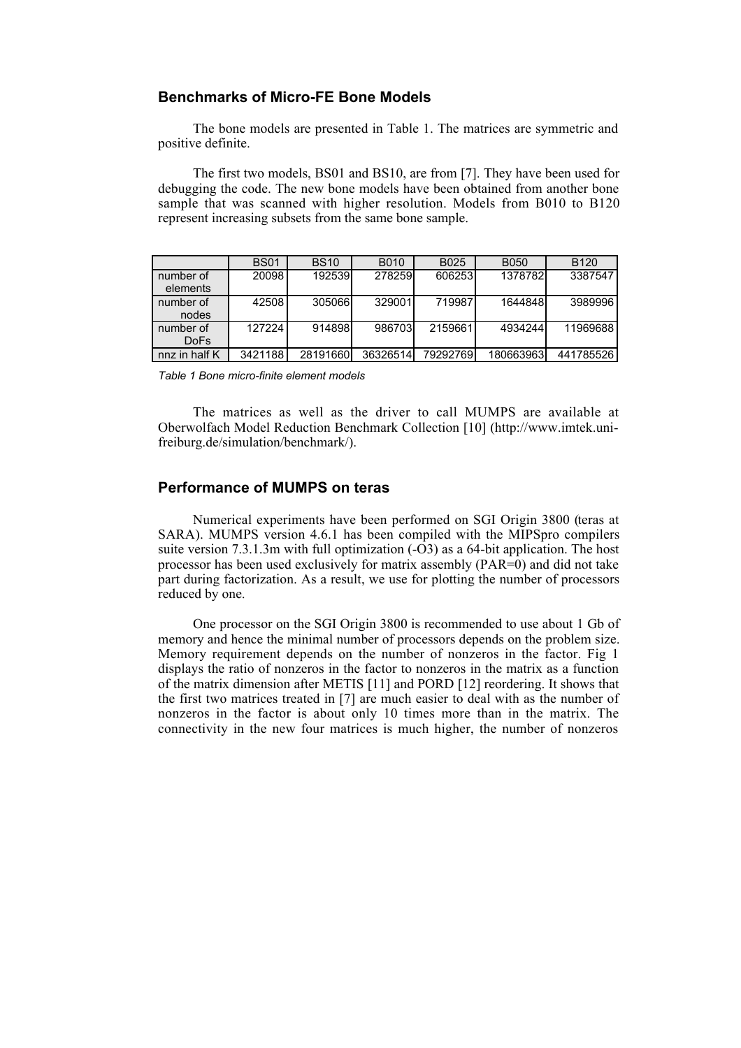## Benchmarks of Micro-FE Bone Models

The bone models are presented in Table 1. The matrices are symmetric and positive definite.

The first two models, BS01 and BS10, are from [7]. They have been used for debugging the code. The new bone models have been obtained from another bone sample that was scanned with higher resolution. Models from B010 to B120 represent increasing subsets from the same bone sample.

| | BS01 | BS10 | B010 | B025 | B050 | B120 |
|---|---|---|---|---|---|---|
| number of elements | 20098 | 192539 | 278259 | 606253 | 1378782 | 3387547 |
| number of nodes | 42508 | 305066 | 329001 | 719987 | 1644848 | 3989996 |
| number of DoFs | 127224 | 914898 | 986703 | 2159661 | 4934244 | 11969688 |
| nnz in half K | 3421188 | 28191660 | 36326514 | 79292769 | 180663963 | 441785526 |

*Table 1 Bone micro-finite element models*

The matrices as well as the driver to call MUMPS are available at Oberwolfach Model Reduction Benchmark Collection [10] (http://www.imtek.uni-freiburg.de/simulation/benchmark/).

## Performance of MUMPS on teras

Numerical experiments have been performed on SGI Origin 3800 (teras at SARA). MUMPS version 4.6.1 has been compiled with the MIPSpro compilers suite version 7.3.1.3m with full optimization (-O3) as a 64-bit application. The host processor has been used exclusively for matrix assembly (PAR=0) and did not take part during factorization. As a result, we use for plotting the number of processors reduced by one.

One processor on the SGI Origin 3800 is recommended to use about 1 Gb of memory and hence the minimal number of processors depends on the problem size. Memory requirement depends on the number of nonzeros in the factor. Fig 1 displays the ratio of nonzeros in the factor to nonzeros in the matrix as a function of the matrix dimension after METIS [11] and PORD [12] reordering. It shows that the first two matrices treated in [7] are much easier to deal with as the number of nonzeros in the factor is about only 10 times more than in the matrix. The connectivity in the new four matrices is much higher, the number of nonzeros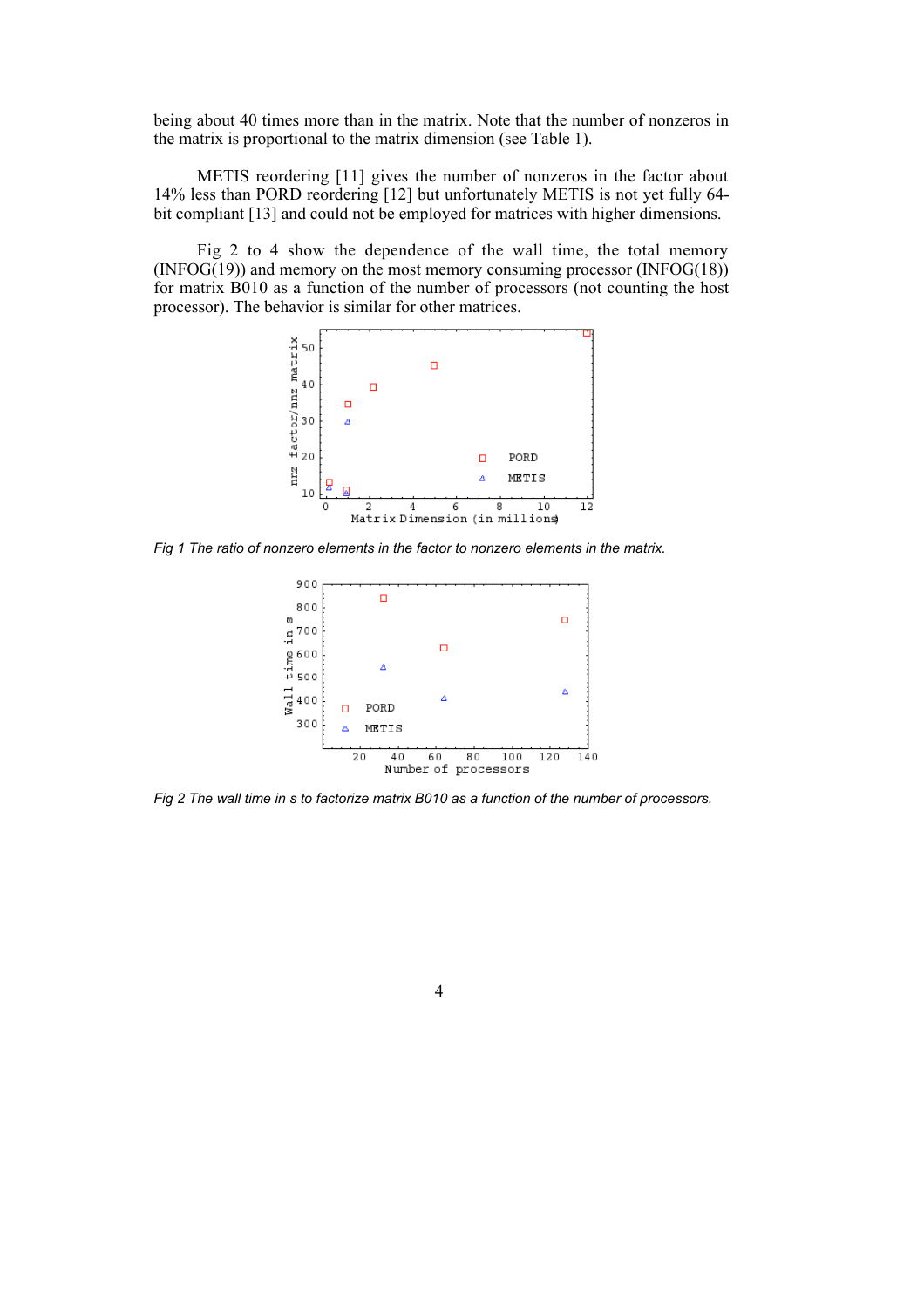being about 40 times more than in the matrix. Note that the number of nonzeros in the matrix is proportional to the matrix dimension (see Table 1).

METIS reordering [11] gives the number of nonzeros in the factor about 14% less than PORD reordering [12] but unfortunately METIS is not yet fully 64-bit compliant [13] and could not be employed for matrices with higher dimensions.

Fig 2 to 4 show the dependence of the wall time, the total memory (INFOG(19)) and memory on the most memory consuming processor (INFOG(18)) for matrix B010 as a function of the number of processors (not counting the host processor). The behavior is similar for other matrices.

*Fig 1 The ratio of nonzero elements in the factor to nonzero elements in the matrix.*

*Fig 2 The wall time in s to factorize matrix B010 as a function of the number of processors.*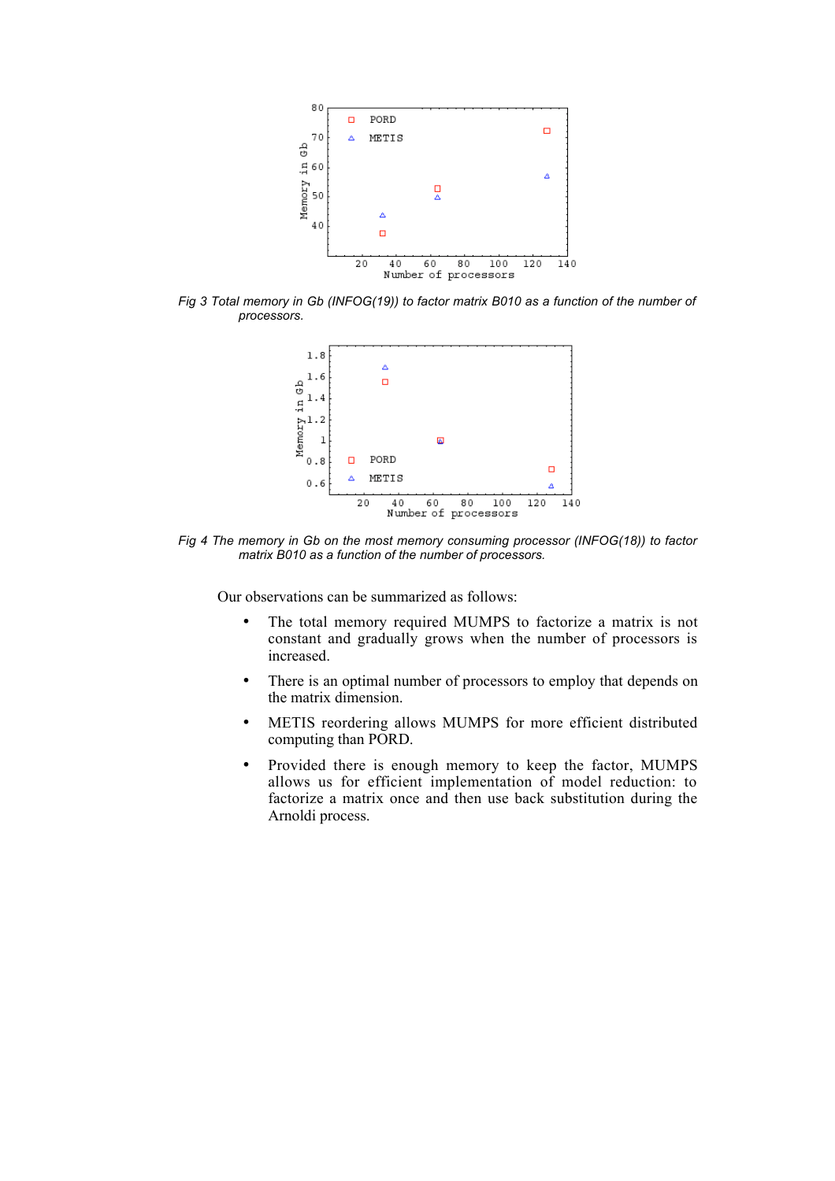*Fig 3 Total memory in Gb (INFOG(19)) to factor matrix B010 as a function of the number of processors.*

*Fig 4 The memory in Gb on the most memory consuming processor (INFOG(18)) to factor matrix B010 as a function of the number of processors.*

Our observations can be summarized as follows:

- The total memory required MUMPS to factorize a matrix is not constant and gradually grows when the number of processors is increased.
- There is an optimal number of processors to employ that depends on the matrix dimension.
- METIS reordering allows MUMPS for more efficient distributed computing than PORD.
- Provided there is enough memory to keep the factor, MUMPS allows us for efficient implementation of model reduction: to factorize a matrix once and then use back substitution during the Arnoldi process.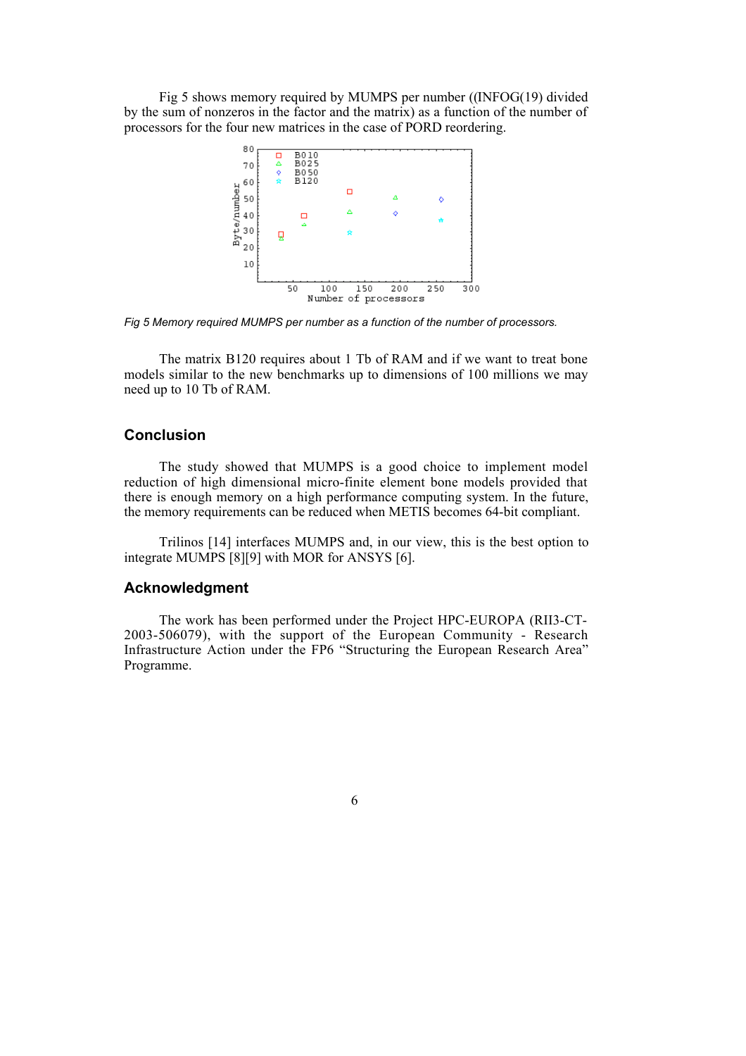Fig 5 shows memory required by MUMPS per number ((INFOG(19) divided by the sum of nonzeros in the factor and the matrix) as a function of the number of processors for the four new matrices in the case of PORD reordering.

*Fig 5 Memory required MUMPS per number as a function of the number of processors.*

The matrix B120 requires about 1 Tb of RAM and if we want to treat bone models similar to the new benchmarks up to dimensions of 100 millions we may need up to 10 Tb of RAM.

## Conclusion

The study showed that MUMPS is a good choice to implement model reduction of high dimensional micro-finite element bone models provided that there is enough memory on a high performance computing system. In the future, the memory requirements can be reduced when METIS becomes 64-bit compliant.

Trilinos [14] interfaces MUMPS and, in our view, this is the best option to integrate MUMPS [8][9] with MOR for ANSYS [6].

## Acknowledgment

The work has been performed under the Project HPC-EUROPA (RII3-CT-2003-506079), with the support of the European Community - Research Infrastructure Action under the FP6 "Structuring the European Research Area" Programme.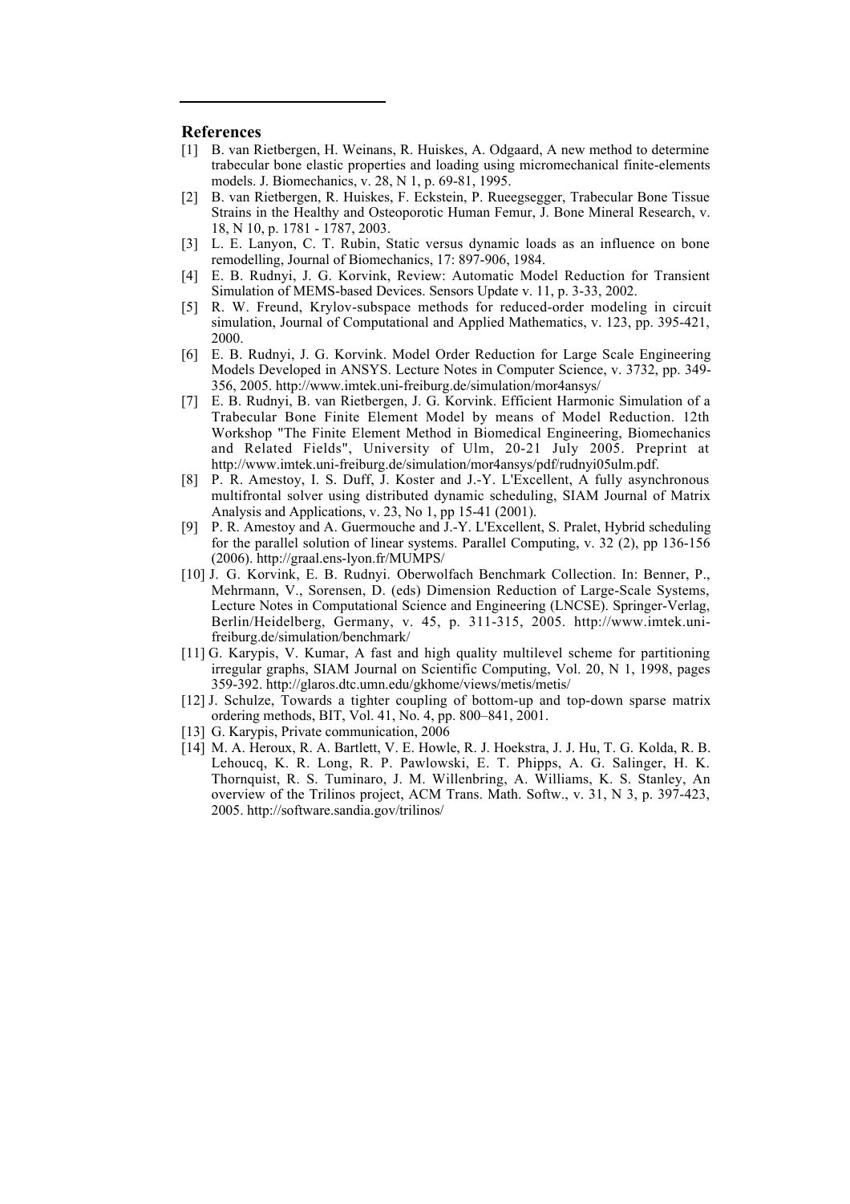## References

[1] B. van Rietbergen, H. Weinans, R. Huiskes, A. Odgaard, A new method to determine trabecular bone elastic properties and loading using micromechanical finite-elements models. J. Biomechanics, v. 28, N 1, p. 69-81, 1995.

[2] B. van Rietbergen, R. Huiskes, F. Eckstein, P. Rueegsegger, Trabecular Bone Tissue Strains in the Healthy and Osteoporotic Human Femur, J. Bone Mineral Research, v. 18, N 10, p. 1781 - 1787, 2003.

[3] L. E. Lanyon, C. T. Rubin, Static versus dynamic loads as an influence on bone remodelling, Journal of Biomechanics, 17: 897-906, 1984.

[4] E. B. Rudnyi, J. G. Korvink, Review: Automatic Model Reduction for Transient Simulation of MEMS-based Devices. Sensors Update v. 11, p. 3-33, 2002.

[5] R. W. Freund, Krylov-subspace methods for reduced-order modeling in circuit simulation, Journal of Computational and Applied Mathematics, v. 123, pp. 395-421, 2000.

[6] E. B. Rudnyi, J. G. Korvink. Model Order Reduction for Large Scale Engineering Models Developed in ANSYS. Lecture Notes in Computer Science, v. 3732, pp. 349-356, 2005. http://www.imtek.uni-freiburg.de/simulation/mor4ansys/

[7] E. B. Rudnyi, B. van Rietbergen, J. G. Korvink. Efficient Harmonic Simulation of a Trabecular Bone Finite Element Model by means of Model Reduction. 12th Workshop "The Finite Element Method in Biomedical Engineering, Biomechanics and Related Fields", University of Ulm, 20-21 July 2005. Preprint at http://www.imtek.uni-freiburg.de/simulation/mor4ansys/pdf/rudnyi05ulm.pdf.

[8] P. R. Amestoy, I. S. Duff, J. Koster and J.-Y. L'Excellent, A fully asynchronous multifrontal solver using distributed dynamic scheduling, SIAM Journal of Matrix Analysis and Applications, v. 23, No 1, pp 15-41 (2001).

[9] P. R. Amestoy and A. Guermouche and J.-Y. L'Excellent, S. Pralet, Hybrid scheduling for the parallel solution of linear systems. Parallel Computing, v. 32 (2), pp 136-156 (2006). http://graal.ens-lyon.fr/MUMPS/

[10] J. G. Korvink, E. B. Rudnyi. Oberwolfach Benchmark Collection. In: Benner, P., Mehrmann, V., Sorensen, D. (eds) Dimension Reduction of Large-Scale Systems, Lecture Notes in Computational Science and Engineering (LNCSE). Springer-Verlag, Berlin/Heidelberg, Germany, v. 45, p. 311-315, 2005. http://www.imtek.uni-freiburg.de/simulation/benchmark/

[11] G. Karypis, V. Kumar, A fast and high quality multilevel scheme for partitioning irregular graphs, SIAM Journal on Scientific Computing, Vol. 20, N 1, 1998, pages 359-392. http://glaros.dtc.umn.edu/gkhome/views/metis/metis/

[12] J. Schulze, Towards a tighter coupling of bottom-up and top-down sparse matrix ordering methods, BIT, Vol. 41, No. 4, pp. 800–841, 2001.

[13] G. Karypis, Private communication, 2006

[14] M. A. Heroux, R. A. Bartlett, V. E. Howle, R. J. Hoekstra, J. J. Hu, T. G. Kolda, R. B. Lehoucq, K. R. Long, R. P. Pawlowski, E. T. Phipps, A. G. Salinger, H. K. Thornquist, R. S. Tuminaro, J. M. Willenbring, A. Williams, K. S. Stanley, An overview of the Trilinos project, ACM Trans. Math. Softw., v. 31, N 3, p. 397-423, 2005. http://software.sandia.gov/trilinos/